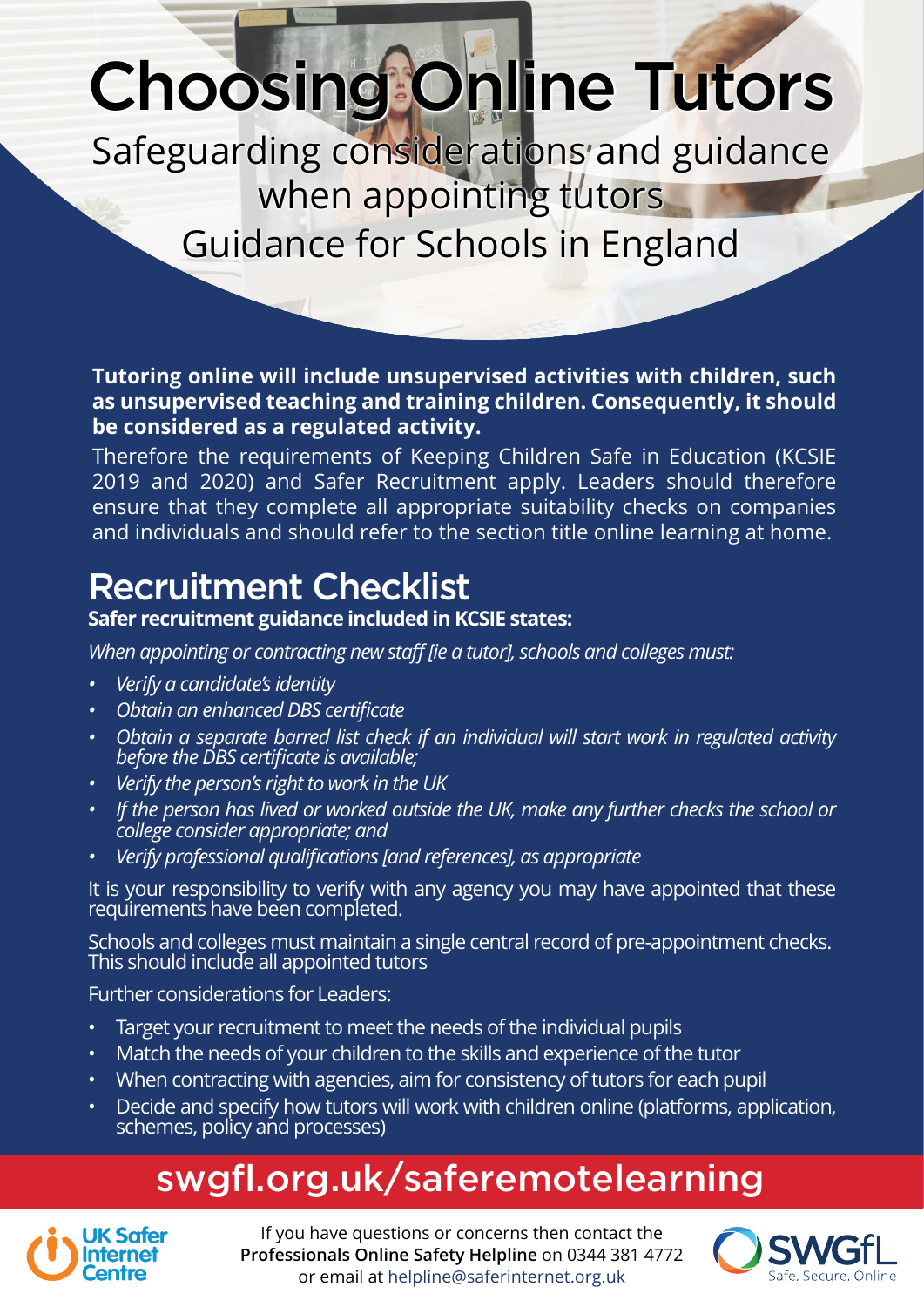# Choosing Online Tutors

Safeguarding considerations and guidance when appointing tutors

Guidance for Schools in England

**Tutoring online will include unsupervised activities with children, such as unsupervised teaching and training children. Consequently, it should be considered as a regulated activity.**

Therefore the requirements of Keeping Children Safe in Education (KCSIE 2019 and 2020) and Safer Recruitment apply. Leaders should therefore ensure that they complete all appropriate suitability checks on companies and individuals and should refer to the section title online learning at home.

## Recruitment Checklist

**Safer recruitment guidance included in KCSIE states:**

*When appointing or contracting new staff [ie a tutor], schools and colleges must:*

- *Verify a candidate's identity*
- *Obtain an enhanced DBS certificate*
- *Obtain a separate barred list check if an individual will start work in regulated activity before the DBS certificate is available;*
- *Verify the person's right to work in the UK*
- *If the person has lived or worked outside the UK, make any further checks the school or college consider appropriate; and*
- *Verify professional qualifications [and references], as appropriate*

It is your responsibility to verify with any agency you may have appointed that these requirements have been completed.

Schools and colleges must maintain a single central record of pre-appointment checks. This should include all appointed tutors

Further considerations for Leaders:

- Target your recruitment to meet the needs of the individual pupils
- Match the needs of your children to the skills and experience of the tutor
- When contracting with agencies, aim for consistency of tutors for each pupil
- Decide and specify how tutors will work with children online (platforms, application, schemes, policy and processes)

swgfl.org.uk/saferemotelearning

UK Safer Internet Centre

If you have questions or concerns then contact the **Professionals Online Safety Helpline** on 0344 381 4772 or email at helpline@saferinternet.org.uk

SWGfL Safe. Secure. Online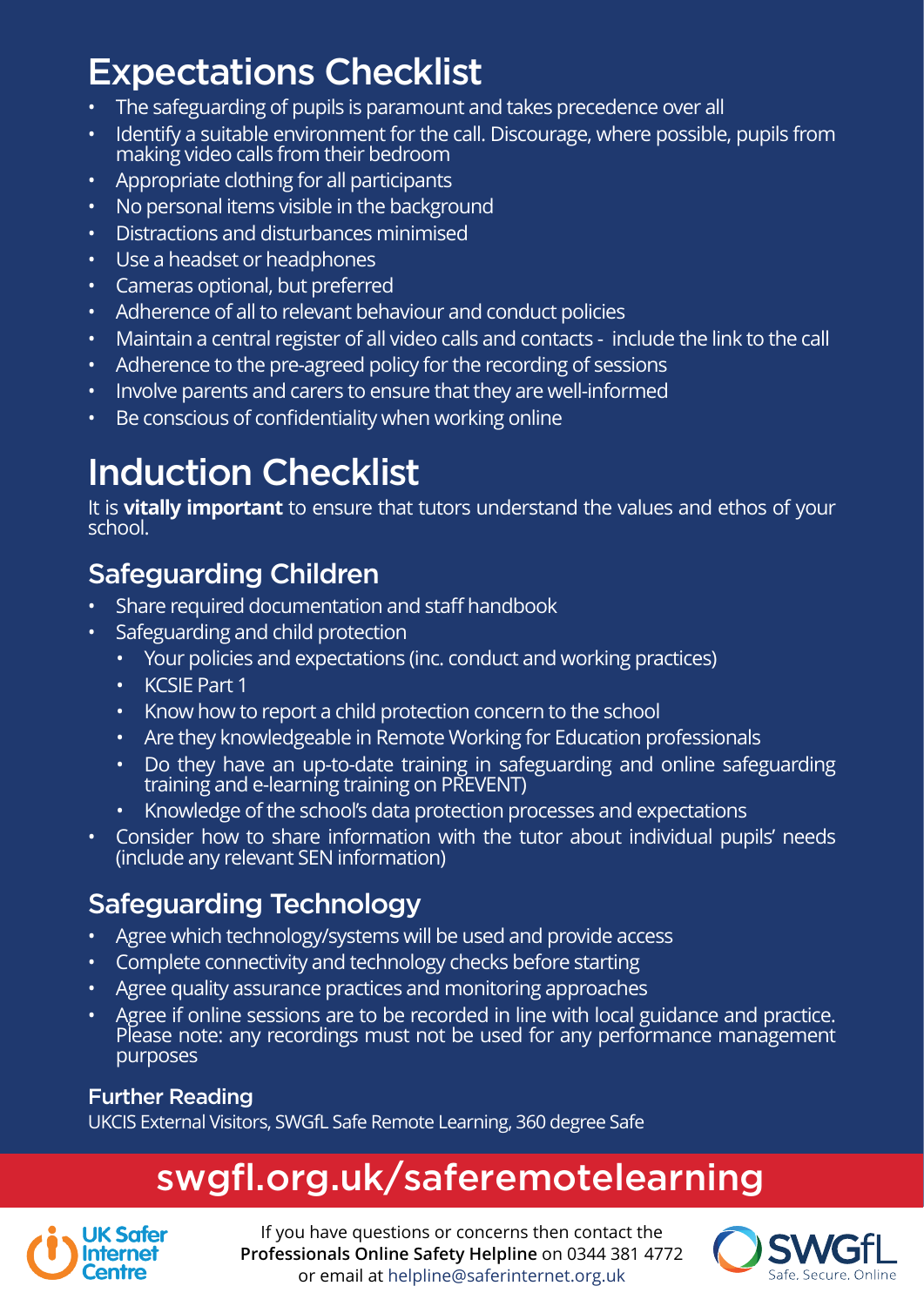# Expectations Checklist

- The safeguarding of pupils is paramount and takes precedence over all
- Identify a suitable environment for the call. Discourage, where possible, pupils from making video calls from their bedroom
- Appropriate clothing for all participants
- No personal items visible in the background
- Distractions and disturbances minimised
- Use a headset or headphones
- Cameras optional, but preferred
- Adherence of all to relevant behaviour and conduct policies
- Maintain a central register of all video calls and contacts - include the link to the call
- Adherence to the pre-agreed policy for the recording of sessions
- Involve parents and carers to ensure that they are well-informed
- Be conscious of confidentiality when working online

# Induction Checklist

It is **vitally important** to ensure that tutors understand the values and ethos of your school.

## Safeguarding Children

- Share required documentation and staff handbook
- Safeguarding and child protection
  - Your policies and expectations (inc. conduct and working practices)
  - KCSIE Part 1
  - Know how to report a child protection concern to the school
  - Are they knowledgeable in Remote Working for Education professionals
  - Do they have an up-to-date training in safeguarding and online safeguarding training and e-learning training on PREVENT)
  - Knowledge of the school's data protection processes and expectations
- Consider how to share information with the tutor about individual pupils' needs (include any relevant SEN information)

## Safeguarding Technology

- Agree which technology/systems will be used and provide access
- Complete connectivity and technology checks before starting
- Agree quality assurance practices and monitoring approaches
- Agree if online sessions are to be recorded in line with local guidance and practice. Please note: any recordings must not be used for any performance management purposes

### Further Reading

UKCIS External Visitors, SWGfL Safe Remote Learning, 360 degree Safe

## swgfl.org.uk/saferemotelearning

UK Safer Internet Centre

If you have questions or concerns then contact the **Professionals Online Safety Helpline** on 0344 381 4772 or email at helpline@saferinternet.org.uk

SWGfL Safe. Secure. Online